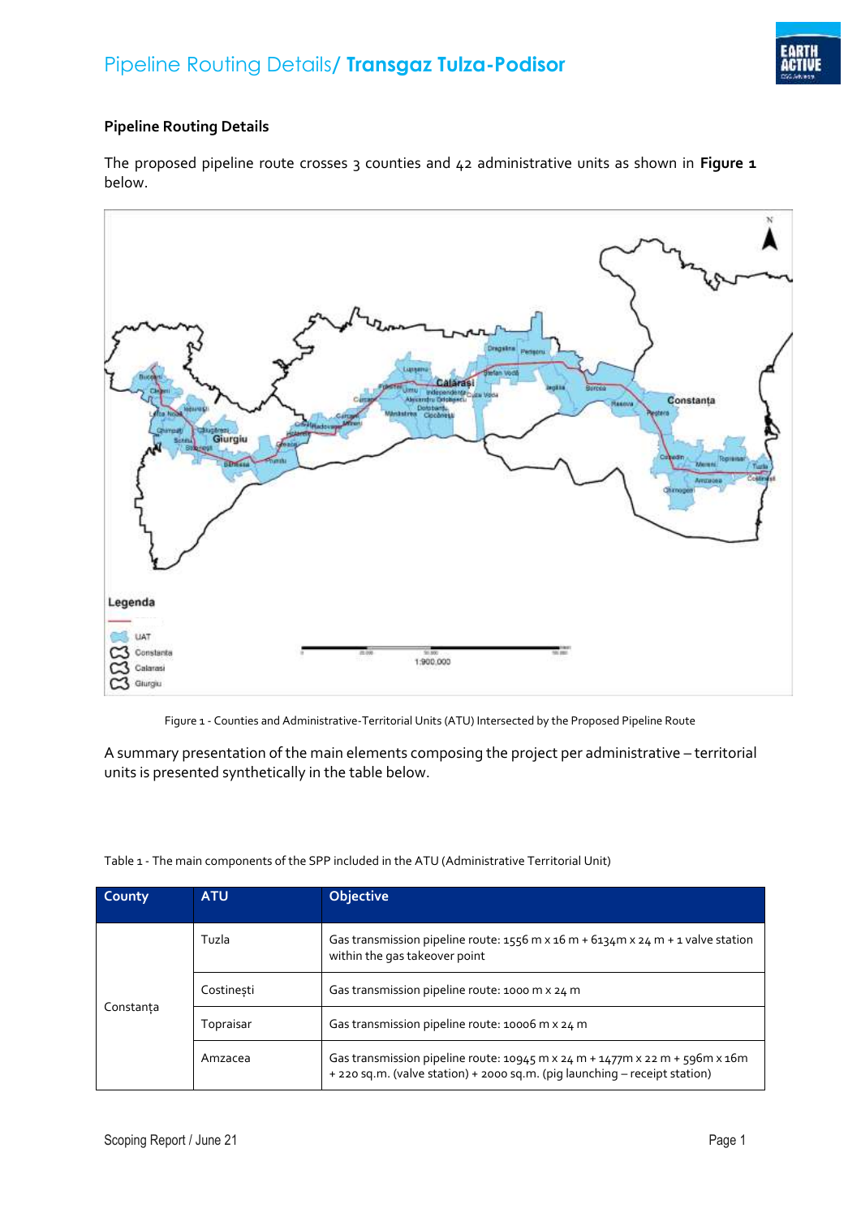## Pipeline Routing Details

The proposed pipeline route crosses 3 counties and 42 administrative units as shown in **Figure 1** below.

Figure 1 - Counties and Administrative-Territorial Units (ATU) Intersected by the Proposed Pipeline Route

A summary presentation of the main elements composing the project per administrative – territorial units is presented synthetically in the table below.

Table 1 - The main components of the SPP included in the ATU (Administrative Territorial Unit)

| County | ATU | Objective |
|---|---|---|
| Constanța | Tuzla | Gas transmission pipeline route: 1556 m x 16 m + 6134m x 24 m + 1 valve station within the gas takeover point |
| | Costinești | Gas transmission pipeline route: 1000 m x 24 m |
| | Topraisar | Gas transmission pipeline route: 10006 m x 24 m |
| | Amzacea | Gas transmission pipeline route: 10945 m x 24 m + 1477m x 22 m + 596m x 16m + 220 sq.m. (valve station) + 2000 sq.m. (pig launching – receipt station) |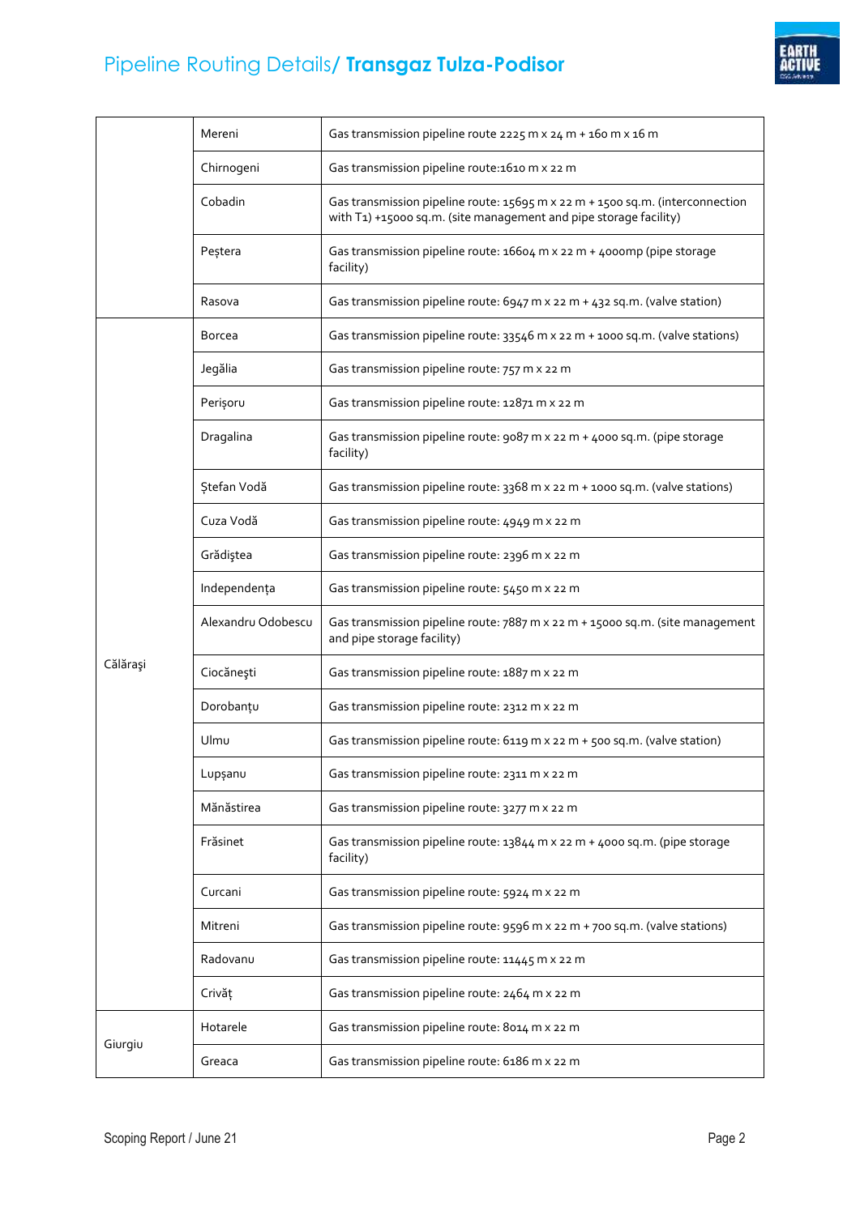| | | |
|---|---|---|
| | Mereni | Gas transmission pipeline route 2225 m x 24 m + 160 m x 16 m |
| | Chirnogeni | Gas transmission pipeline route:1610 m x 22 m |
| | Cobadin | Gas transmission pipeline route: 15695 m x 22 m + 1500 sq.m. (interconnection with T1) +15000 sq.m. (site management and pipe storage facility) |
| | Peștera | Gas transmission pipeline route: 16604 m x 22 m + 4000mp (pipe storage facility) |
| | Rasova | Gas transmission pipeline route: 6947 m x 22 m + 432 sq.m. (valve station) |
| Călăraşi | Borcea | Gas transmission pipeline route: 33546 m x 22 m + 1000 sq.m. (valve stations) |
| | Jegălia | Gas transmission pipeline route: 757 m x 22 m |
| | Perișoru | Gas transmission pipeline route: 12871 m x 22 m |
| | Dragalina | Gas transmission pipeline route: 9087 m x 22 m + 4000 sq.m. (pipe storage facility) |
| | Ștefan Vodă | Gas transmission pipeline route: 3368 m x 22 m + 1000 sq.m. (valve stations) |
| | Cuza Vodă | Gas transmission pipeline route: 4949 m x 22 m |
| | Grădiştea | Gas transmission pipeline route: 2396 m x 22 m |
| | Independența | Gas transmission pipeline route: 5450 m x 22 m |
| | Alexandru Odobescu | Gas transmission pipeline route: 7887 m x 22 m + 15000 sq.m. (site management and pipe storage facility) |
| | Ciocăneşti | Gas transmission pipeline route: 1887 m x 22 m |
| | Dorobanțu | Gas transmission pipeline route: 2312 m x 22 m |
| | Ulmu | Gas transmission pipeline route: 6119 m x 22 m + 500 sq.m. (valve station) |
| | Lupșanu | Gas transmission pipeline route: 2311 m x 22 m |
| | Mănăstirea | Gas transmission pipeline route: 3277 m x 22 m |
| | Frăsinet | Gas transmission pipeline route: 13844 m x 22 m + 4000 sq.m. (pipe storage facility) |
| | Curcani | Gas transmission pipeline route: 5924 m x 22 m |
| | Mitreni | Gas transmission pipeline route: 9596 m x 22 m + 700 sq.m. (valve stations) |
| | Radovanu | Gas transmission pipeline route: 11445 m x 22 m |
| | Crivăț | Gas transmission pipeline route: 2464 m x 22 m |
| Giurgiu | Hotarele | Gas transmission pipeline route: 8014 m x 22 m |
| | Greaca | Gas transmission pipeline route: 6186 m x 22 m |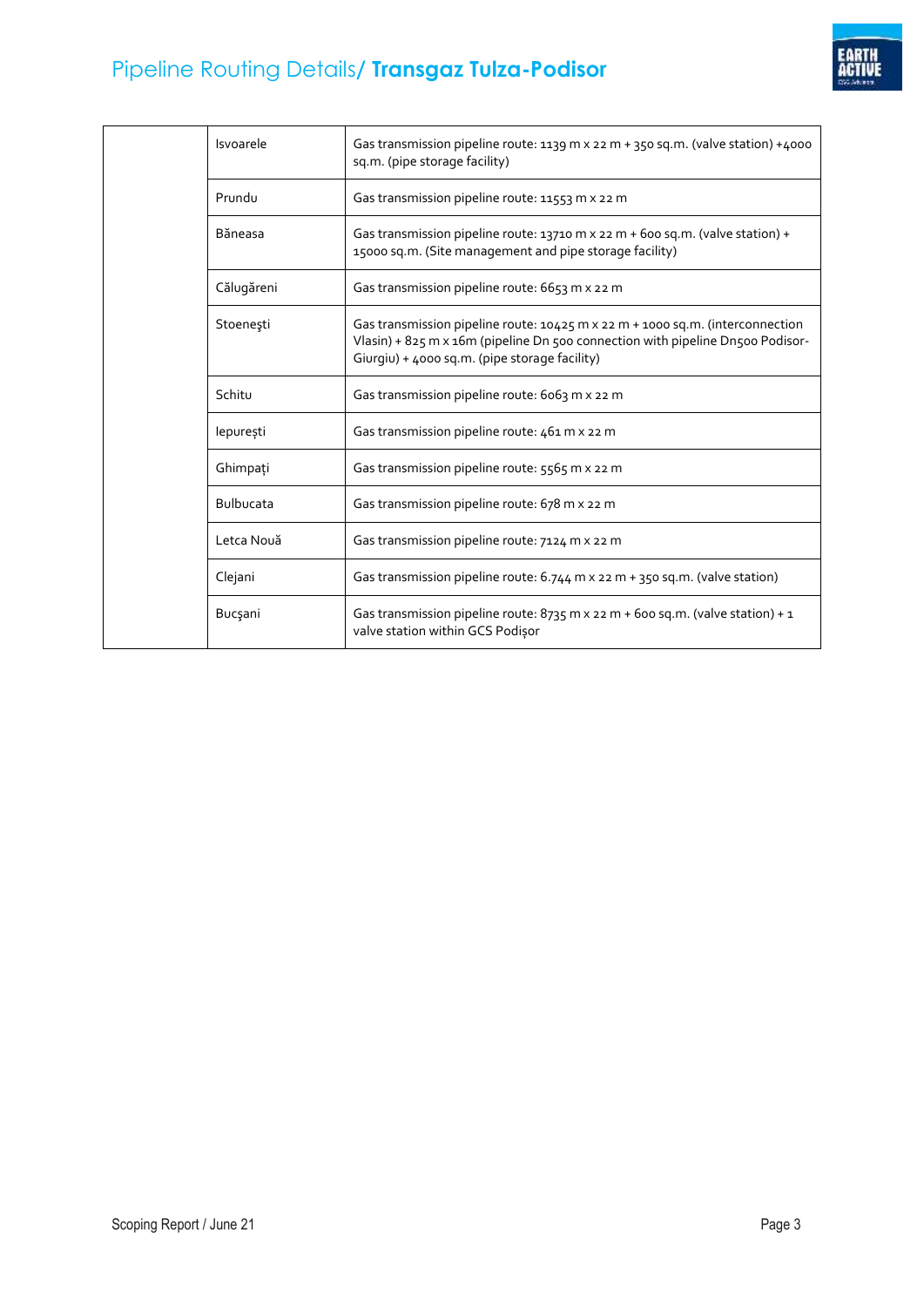| | | |
|---|---|---|
| | Isvoarele | Gas transmission pipeline route: 1139 m x 22 m + 350 sq.m. (valve station) +4000 sq.m. (pipe storage facility) |
| | Prundu | Gas transmission pipeline route: 11553 m x 22 m |
| | Băneasa | Gas transmission pipeline route: 13710 m x 22 m + 600 sq.m. (valve station) + 15000 sq.m. (Site management and pipe storage facility) |
| | Călugăreni | Gas transmission pipeline route: 6653 m x 22 m |
| | Stoenești | Gas transmission pipeline route: 10425 m x 22 m + 1000 sq.m. (interconnection Vlasin) + 825 m x 16m (pipeline Dn 500 connection with pipeline Dn500 Podisor-Giurgiu) + 4000 sq.m. (pipe storage facility) |
| | Schitu | Gas transmission pipeline route: 6063 m x 22 m |
| | Iepurești | Gas transmission pipeline route: 461 m x 22 m |
| | Ghimpați | Gas transmission pipeline route: 5565 m x 22 m |
| | Bulbucata | Gas transmission pipeline route: 678 m x 22 m |
| | Letca Nouă | Gas transmission pipeline route: 7124 m x 22 m |
| | Clejani | Gas transmission pipeline route: 6.744 m x 22 m + 350 sq.m. (valve station) |
| | Bucșani | Gas transmission pipeline route: 8735 m x 22 m + 600 sq.m. (valve station) + 1 valve station within GCS Podișor |